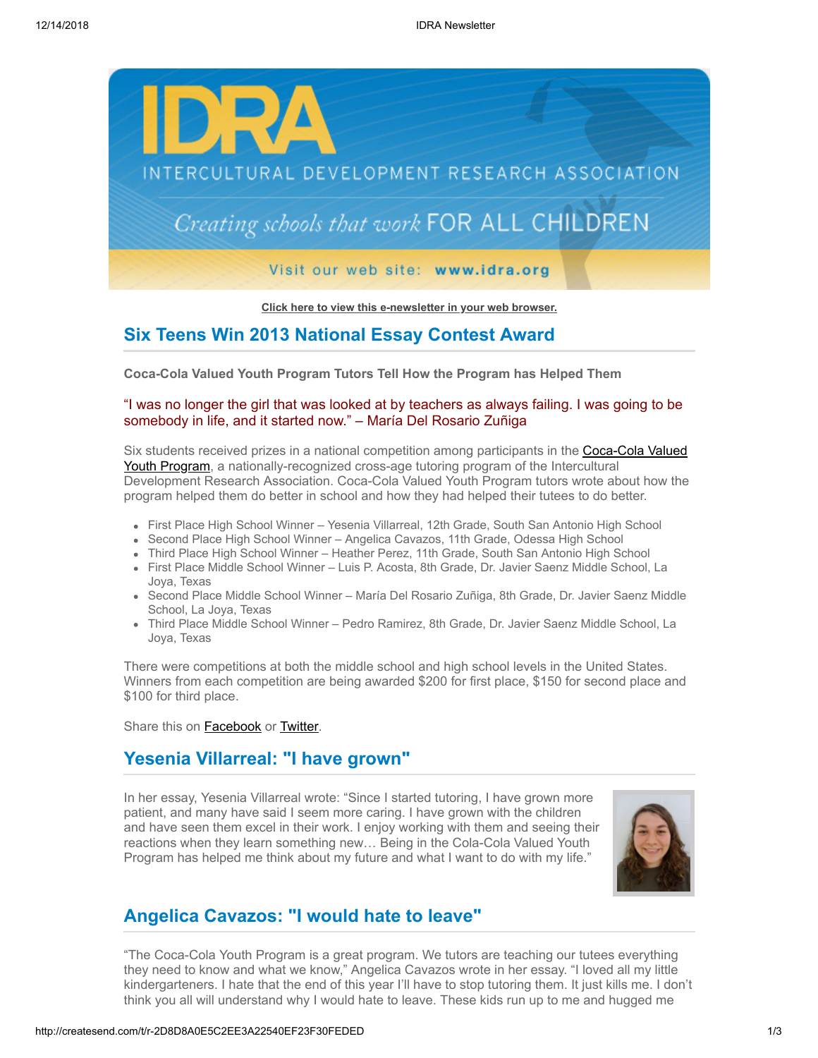**IDRA**
INTERCULTURAL DEVELOPMENT RESEARCH ASSOCIATION
*Creating schools that work* FOR ALL CHILDREN
Visit our web site: **www.idra.org**

**Click here to view this e-newsletter in your web browser.**

## Six Teens Win 2013 National Essay Contest Award

**Coca-Cola Valued Youth Program Tutors Tell How the Program has Helped Them**

"I was no longer the girl that was looked at by teachers as always failing. I was going to be somebody in life, and it started now." – María Del Rosario Zuñiga

Six students received prizes in a national competition among participants in the Coca-Cola Valued Youth Program, a nationally-recognized cross-age tutoring program of the Intercultural Development Research Association. Coca-Cola Valued Youth Program tutors wrote about how the program helped them do better in school and how they had helped their tutees to do better.

- First Place High School Winner – Yesenia Villarreal, 12th Grade, South San Antonio High School
- Second Place High School Winner – Angelica Cavazos, 11th Grade, Odessa High School
- Third Place High School Winner – Heather Perez, 11th Grade, South San Antonio High School
- First Place Middle School Winner – Luis P. Acosta, 8th Grade, Dr. Javier Saenz Middle School, La Joya, Texas
- Second Place Middle School Winner – María Del Rosario Zuñiga, 8th Grade, Dr. Javier Saenz Middle School, La Joya, Texas
- Third Place Middle School Winner – Pedro Ramirez, 8th Grade, Dr. Javier Saenz Middle School, La Joya, Texas

There were competitions at both the middle school and high school levels in the United States. Winners from each competition are being awarded $200 for first place, $150 for second place and $100 for third place.

Share this on Facebook or Twitter.

## Yesenia Villarreal: "I have grown"

In her essay, Yesenia Villarreal wrote: "Since I started tutoring, I have grown more patient, and many have said I seem more caring. I have grown with the children and have seen them excel in their work. I enjoy working with them and seeing their reactions when they learn something new… Being in the Cola-Cola Valued Youth Program has helped me think about my future and what I want to do with my life."

## Angelica Cavazos: "I would hate to leave"

"The Coca-Cola Youth Program is a great program. We tutors are teaching our tutees everything they need to know and what we know," Angelica Cavazos wrote in her essay. "I loved all my little kindergarteners. I hate that the end of this year I'll have to stop tutoring them. It just kills me. I don't think you all will understand why I would hate to leave. These kids run up to me and hugged me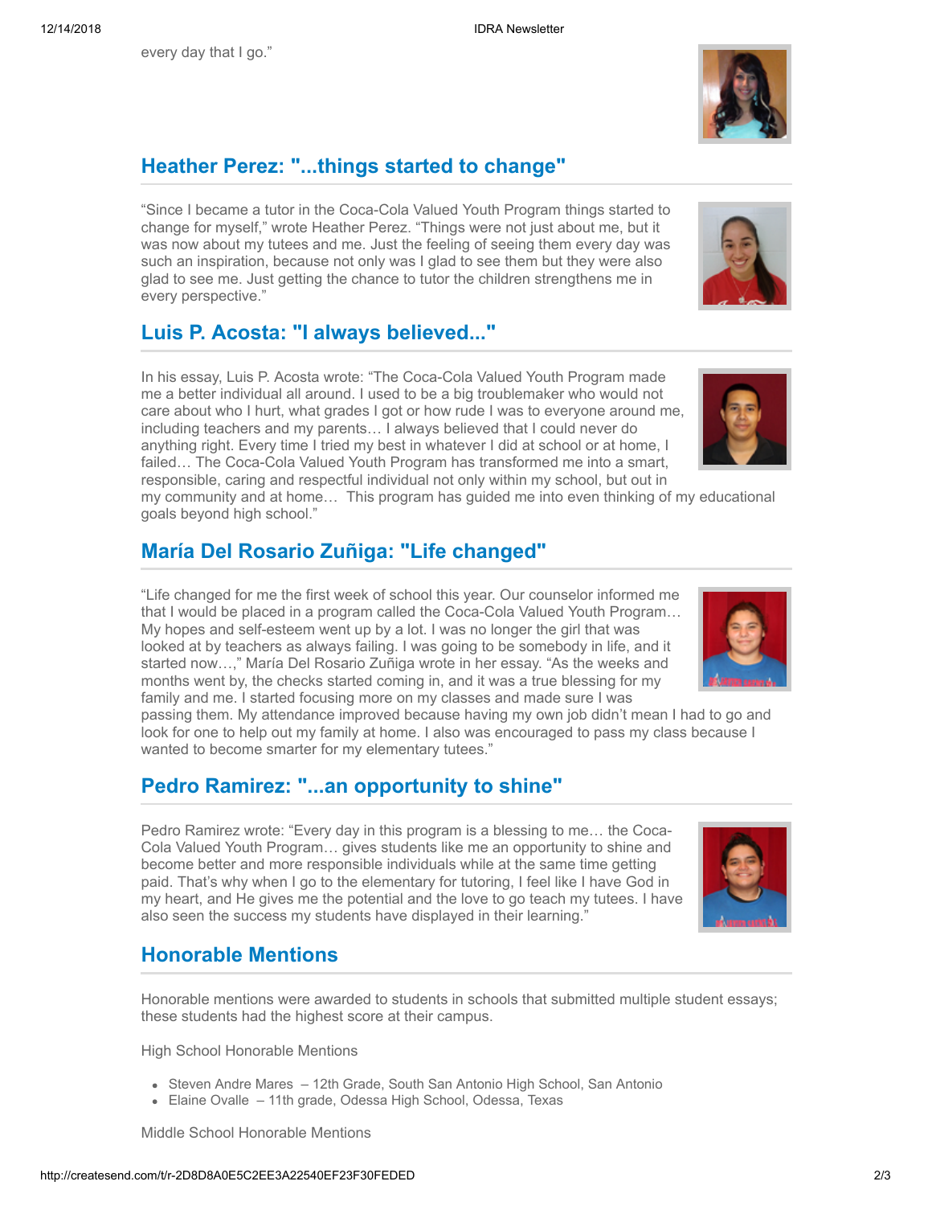every day that I go."

## Heather Perez: "...things started to change"

"Since I became a tutor in the Coca-Cola Valued Youth Program things started to change for myself," wrote Heather Perez. "Things were not just about me, but it was now about my tutees and me. Just the feeling of seeing them every day was such an inspiration, because not only was I glad to see them but they were also glad to see me. Just getting the chance to tutor the children strengthens me in every perspective."

## Luis P. Acosta: "I always believed..."

In his essay, Luis P. Acosta wrote: "The Coca-Cola Valued Youth Program made me a better individual all around. I used to be a big troublemaker who would not care about who I hurt, what grades I got or how rude I was to everyone around me, including teachers and my parents… I always believed that I could never do anything right. Every time I tried my best in whatever I did at school or at home, I failed… The Coca-Cola Valued Youth Program has transformed me into a smart, responsible, caring and respectful individual not only within my school, but out in my community and at home… This program has guided me into even thinking of my educational goals beyond high school."

## María Del Rosario Zuñiga: "Life changed"

"Life changed for me the first week of school this year. Our counselor informed me that I would be placed in a program called the Coca-Cola Valued Youth Program… My hopes and self-esteem went up by a lot. I was no longer the girl that was looked at by teachers as always failing. I was going to be somebody in life, and it started now…," María Del Rosario Zuñiga wrote in her essay. "As the weeks and months went by, the checks started coming in, and it was a true blessing for my family and me. I started focusing more on my classes and made sure I was passing them. My attendance improved because having my own job didn't mean I had to go and look for one to help out my family at home. I also was encouraged to pass my class because I wanted to become smarter for my elementary tutees."

## Pedro Ramirez: "...an opportunity to shine"

Pedro Ramirez wrote: "Every day in this program is a blessing to me… the Coca-Cola Valued Youth Program… gives students like me an opportunity to shine and become better and more responsible individuals while at the same time getting paid. That's why when I go to the elementary for tutoring, I feel like I have God in my heart, and He gives me the potential and the love to go teach my tutees. I have also seen the success my students have displayed in their learning."

## Honorable Mentions

Honorable mentions were awarded to students in schools that submitted multiple student essays; these students had the highest score at their campus.

High School Honorable Mentions

- Steven Andre Mares – 12th Grade, South San Antonio High School, San Antonio
- Elaine Ovalle – 11th grade, Odessa High School, Odessa, Texas

Middle School Honorable Mentions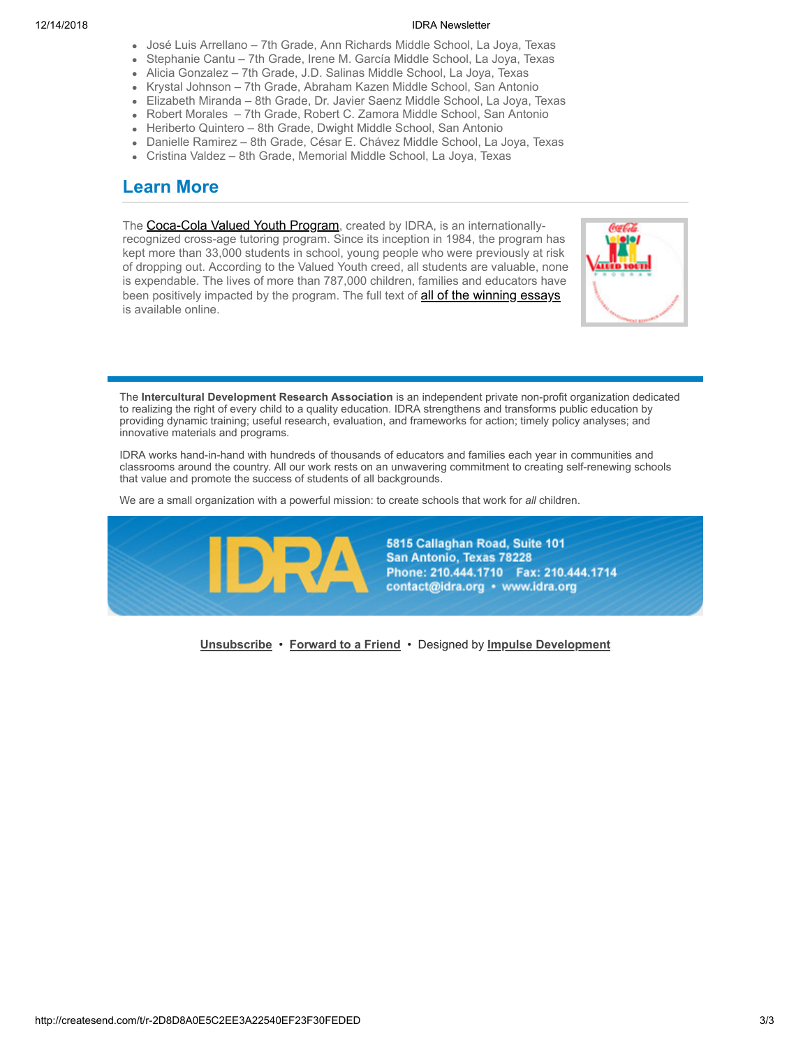- José Luis Arrellano – 7th Grade, Ann Richards Middle School, La Joya, Texas
- Stephanie Cantu – 7th Grade, Irene M. García Middle School, La Joya, Texas
- Alicia Gonzalez – 7th Grade, J.D. Salinas Middle School, La Joya, Texas
- Krystal Johnson – 7th Grade, Abraham Kazen Middle School, San Antonio
- Elizabeth Miranda – 8th Grade, Dr. Javier Saenz Middle School, La Joya, Texas
- Robert Morales – 7th Grade, Robert C. Zamora Middle School, San Antonio
- Heriberto Quintero – 8th Grade, Dwight Middle School, San Antonio
- Danielle Ramirez – 8th Grade, César E. Chávez Middle School, La Joya, Texas
- Cristina Valdez – 8th Grade, Memorial Middle School, La Joya, Texas

## Learn More

The Coca-Cola Valued Youth Program, created by IDRA, is an internationally-recognized cross-age tutoring program. Since its inception in 1984, the program has kept more than 33,000 students in school, young people who were previously at risk of dropping out. According to the Valued Youth creed, all students are valuable, none is expendable. The lives of more than 787,000 children, families and educators have been positively impacted by the program. The full text of all of the winning essays is available online.

The **Intercultural Development Research Association** is an independent private non-profit organization dedicated to realizing the right of every child to a quality education. IDRA strengthens and transforms public education by providing dynamic training; useful research, evaluation, and frameworks for action; timely policy analyses; and innovative materials and programs.

IDRA works hand-in-hand with hundreds of thousands of educators and families each year in communities and classrooms around the country. All our work rests on an unwavering commitment to creating self-renewing schools that value and promote the success of students of all backgrounds.

We are a small organization with a powerful mission: to create schools that work for *all* children.

IDRA
5815 Callaghan Road, Suite 101
San Antonio, Texas 78228
Phone: 210.444.1710 Fax: 210.444.1714
contact@idra.org • www.idra.org

**Unsubscribe** • **Forward to a Friend** • Designed by **Impulse Development**